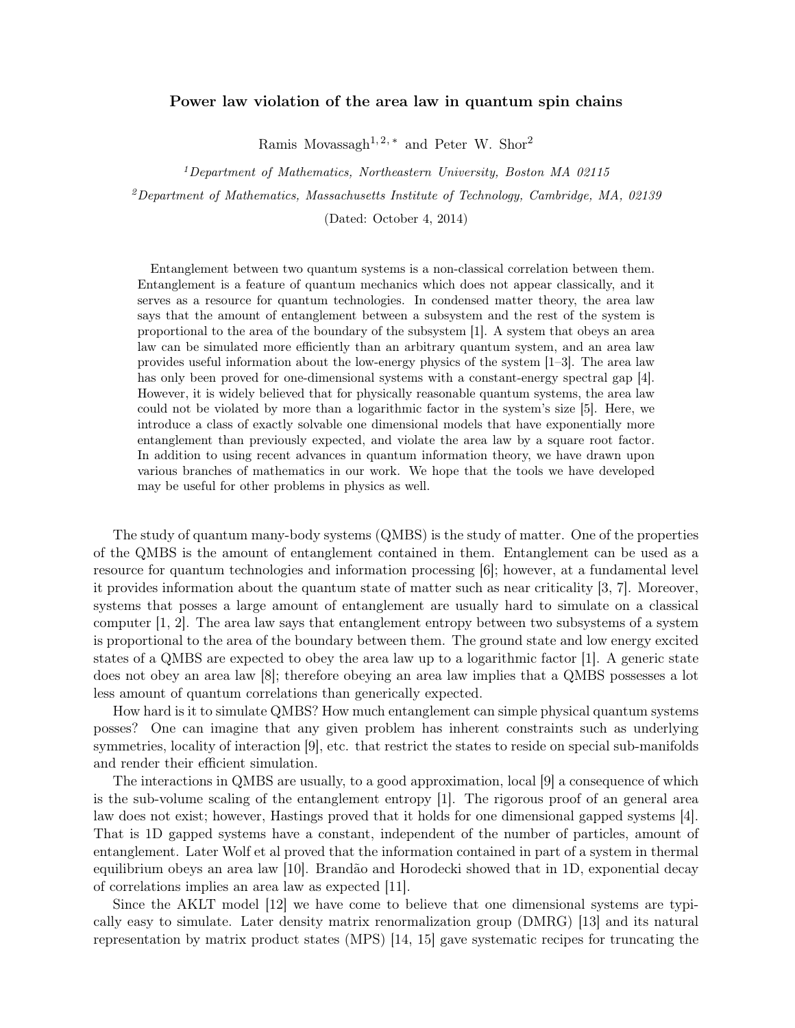# Power law violation of the area law in quantum spin chains

Ramis Movassagh[1,2,*] and Peter W. Shor[2]

[1]*Department of Mathematics, Northeastern University, Boston MA 02115*

[2]*Department of Mathematics, Massachusetts Institute of Technology, Cambridge, MA, 02139*

(Dated: October 4, 2014)

Entanglement between two quantum systems is a non-classical correlation between them. Entanglement is a feature of quantum mechanics which does not appear classically, and it serves as a resource for quantum technologies. In condensed matter theory, the area law says that the amount of entanglement between a subsystem and the rest of the system is proportional to the area of the boundary of the subsystem [1]. A system that obeys an area law can be simulated more efficiently than an arbitrary quantum system, and an area law provides useful information about the low-energy physics of the system [1–3]. The area law has only been proved for one-dimensional systems with a constant-energy spectral gap [4]. However, it is widely believed that for physically reasonable quantum systems, the area law could not be violated by more than a logarithmic factor in the system's size [5]. Here, we introduce a class of exactly solvable one dimensional models that have exponentially more entanglement than previously expected, and violate the area law by a square root factor. In addition to using recent advances in quantum information theory, we have drawn upon various branches of mathematics in our work. We hope that the tools we have developed may be useful for other problems in physics as well.

The study of quantum many-body systems (QMBS) is the study of matter. One of the properties of the QMBS is the amount of entanglement contained in them. Entanglement can be used as a resource for quantum technologies and information processing [6]; however, at a fundamental level it provides information about the quantum state of matter such as near criticality [3, 7]. Moreover, systems that posses a large amount of entanglement are usually hard to simulate on a classical computer [1, 2]. The area law says that entanglement entropy between two subsystems of a system is proportional to the area of the boundary between them. The ground state and low energy excited states of a QMBS are expected to obey the area law up to a logarithmic factor [1]. A generic state does not obey an area law [8]; therefore obeying an area law implies that a QMBS possesses a lot less amount of quantum correlations than generically expected.

How hard is it to simulate QMBS? How much entanglement can simple physical quantum systems posses? One can imagine that any given problem has inherent constraints such as underlying symmetries, locality of interaction [9], etc. that restrict the states to reside on special sub-manifolds and render their efficient simulation.

The interactions in QMBS are usually, to a good approximation, local [9] a consequence of which is the sub-volume scaling of the entanglement entropy [1]. The rigorous proof of an general area law does not exist; however, Hastings proved that it holds for one dimensional gapped systems [4]. That is 1D gapped systems have a constant, independent of the number of particles, amount of entanglement. Later Wolf et al proved that the information contained in part of a system in thermal equilibrium obeys an area law [10]. Brandão and Horodecki showed that in 1D, exponential decay of correlations implies an area law as expected [11].

Since the AKLT model [12] we have come to believe that one dimensional systems are typically easy to simulate. Later density matrix renormalization group (DMRG) [13] and its natural representation by matrix product states (MPS) [14, 15] gave systematic recipes for truncating the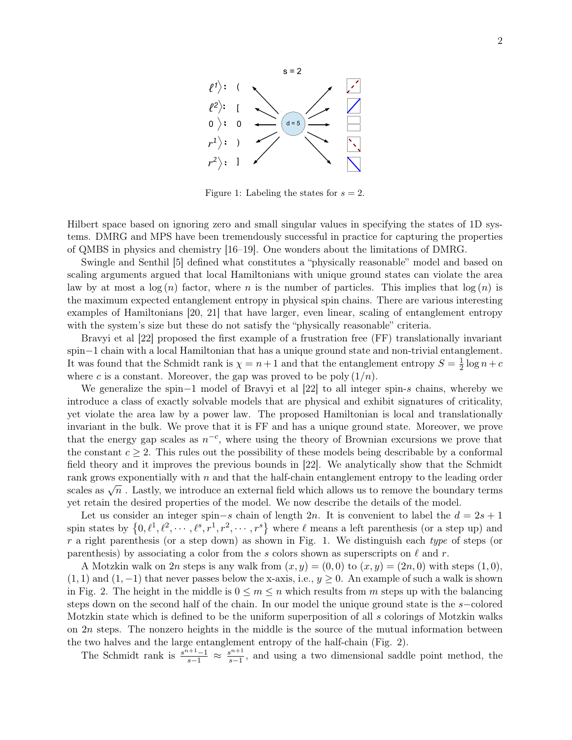Figure 1: Labeling the states for $s = 2$.

Hilbert space based on ignoring zero and small singular values in specifying the states of 1D systems. DMRG and MPS have been tremendously successful in practice for capturing the properties of QMBS in physics and chemistry [16–19]. One wonders about the limitations of DMRG.

Swingle and Senthil [5] defined what constitutes a "physically reasonable" model and based on scaling arguments argued that local Hamiltonians with unique ground states can violate the area law by at most a $\log(n)$ factor, where $n$ is the number of particles. This implies that $\log(n)$ is the maximum expected entanglement entropy in physical spin chains. There are various interesting examples of Hamiltonians [20, 21] that have larger, even linear, scaling of entanglement entropy with the system's size but these do not satisfy the "physically reasonable" criteria.

Bravyi et al [22] proposed the first example of a frustration free (FF) translationally invariant spin−1 chain with a local Hamiltonian that has a unique ground state and non-trivial entanglement. It was found that the Schmidt rank is $\chi = n+1$ and that the entanglement entropy $S = \frac{1}{2}\log n + c$ where $c$ is a constant. Moreover, the gap was proved to be poly$(1/n)$.

We generalize the spin−1 model of Bravyi et al [22] to all integer spin-$s$ chains, whereby we introduce a class of exactly solvable models that are physical and exhibit signatures of criticality, yet violate the area law by a power law. The proposed Hamiltonian is local and translationally invariant in the bulk. We prove that it is FF and has a unique ground state. Moreover, we prove that the energy gap scales as $n^{-c}$, where using the theory of Brownian excursions we prove that the constant $c \geq 2$. This rules out the possibility of these models being describable by a conformal field theory and it improves the previous bounds in [22]. We analytically show that the Schmidt rank grows exponentially with $n$ and that the half-chain entanglement entropy to the leading order scales as $\sqrt{n}$ . Lastly, we introduce an external field which allows us to remove the boundary terms yet retain the desired properties of the model. We now describe the details of the model.

Let us consider an integer spin−$s$ chain of length $2n$. It is convenient to label the $d = 2s+1$ spin states by $\{0, \ell^1, \ell^2, \cdots, \ell^s, r^1, r^2, \cdots, r^s\}$ where $\ell$ means a left parenthesis (or a step up) and $r$ a right parenthesis (or a step down) as shown in Fig. 1. We distinguish each *type* of steps (or parenthesis) by associating a color from the $s$ colors shown as superscripts on $\ell$ and $r$.

A Motzkin walk on $2n$ steps is any walk from $(x, y) = (0, 0)$ to $(x, y) = (2n, 0)$ with steps $(1, 0)$, $(1, 1)$ and $(1, -1)$ that never passes below the x-axis, i.e., $y \geq 0$. An example of such a walk is shown in Fig. 2. The height in the middle is $0 \leq m \leq n$ which results from $m$ steps up with the balancing steps down on the second half of the chain. In our model the unique ground state is the $s-$colored Motzkin state which is defined to be the uniform superposition of all $s$ colorings of Motzkin walks on $2n$ steps. The nonzero heights in the middle is the source of the mutual information between the two halves and the large entanglement entropy of the half-chain (Fig. 2).

The Schmidt rank is $\frac{s^{n+1}-1}{s-1} \approx \frac{s^{n+1}}{s-1}$, and using a two dimensional saddle point method, the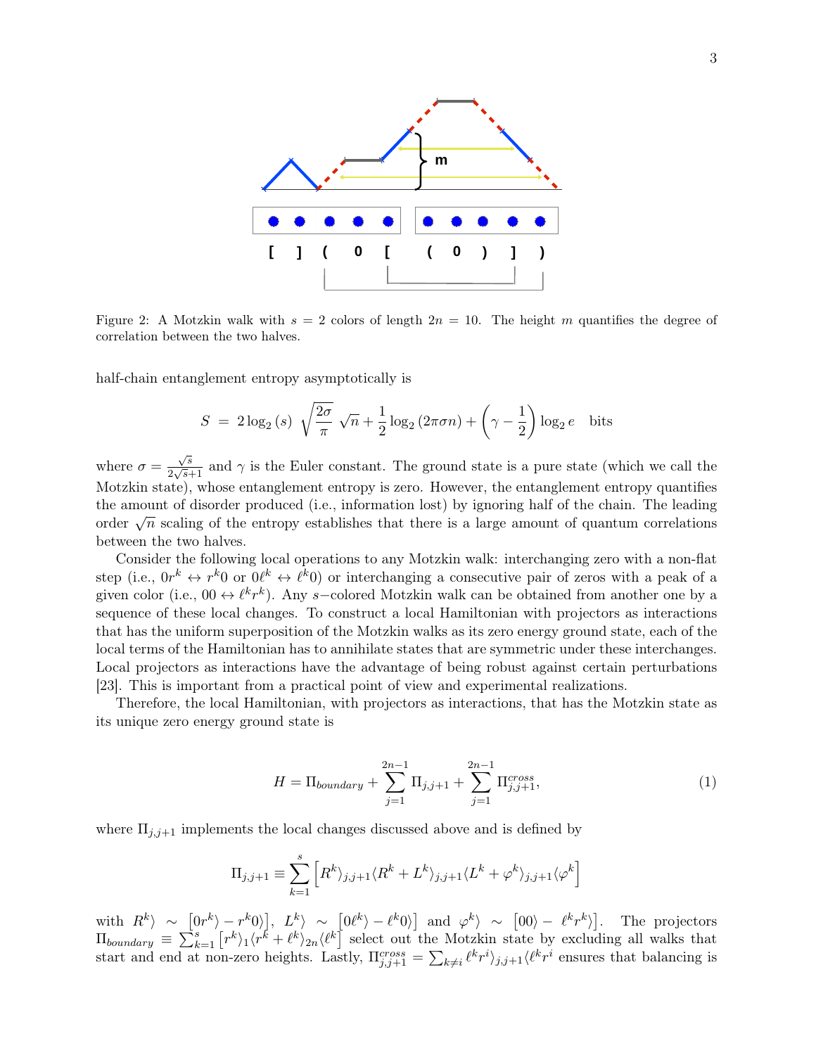Figure 2: A Motzkin walk with $s = 2$ colors of length $2n = 10$. The height $m$ quantifies the degree of correlation between the two halves.

half-chain entanglement entropy asymptotically is

$$S = 2\log_2(s)\sqrt{\frac{2\sigma}{\pi}}\sqrt{n} + \frac{1}{2}\log_2(2\pi\sigma n) + \left(\gamma - \frac{1}{2}\right)\log_2 e \quad \text{bits}$$

where $\sigma = \frac{\sqrt{s}}{2\sqrt{s}+1}$ and $\gamma$ is the Euler constant. The ground state is a pure state (which we call the Motzkin state), whose entanglement entropy is zero. However, the entanglement entropy quantifies the amount of disorder produced (i.e., information lost) by ignoring half of the chain. The leading order $\sqrt{n}$ scaling of the entropy establishes that there is a large amount of quantum correlations between the two halves.

Consider the following local operations to any Motzkin walk: interchanging zero with a non-flat step (i.e., $0r^k \leftrightarrow r^k0$ or $0\ell^k \leftrightarrow \ell^k0$) or interchanging a consecutive pair of zeros with a peak of a given color (i.e., $00 \leftrightarrow \ell^k r^k$). Any $s-$colored Motzkin walk can be obtained from another one by a sequence of these local changes. To construct a local Hamiltonian with projectors as interactions that has the uniform superposition of the Motzkin walks as its zero energy ground state, each of the local terms of the Hamiltonian has to annihilate states that are symmetric under these interchanges. Local projectors as interactions have the advantage of being robust against certain perturbations [23]. This is important from a practical point of view and experimental realizations.

Therefore, the local Hamiltonian, with projectors as interactions, that has the Motzkin state as its unique zero energy ground state is

$$H = \Pi_{boundary} + \sum_{j=1}^{2n-1}\Pi_{j,j+1} + \sum_{j=1}^{2n-1}\Pi_{j,j+1}^{cross}, \tag{1}$$

where $\Pi_{j,j+1}$ implements the local changes discussed above and is defined by

$$\Pi_{j,j+1} \equiv \sum_{k=1}^{s}\left[R^k\rangle_{j,j+1}\langle R^k + L^k\rangle_{j,j+1}\langle L^k + \varphi^k\rangle_{j,j+1}\langle\varphi^k\right]$$

with $R^k\rangle \sim \left[0r^k\rangle - r^k0\rangle\right]$, $L^k\rangle \sim \left[0\ell^k\rangle - \ell^k0\rangle\right]$ and $\varphi^k\rangle \sim \left[00\rangle - \ell^k r^k\rangle\right]$. The projectors $\Pi_{boundary} \equiv \sum_{k=1}^{s}\left[r^k\rangle_1\langle r^k + \ell^k\rangle_{2n}\langle\ell^k\right]$ select out the Motzkin state by excluding all walks that start and end at non-zero heights. Lastly, $\Pi_{j,j+1}^{cross} = \sum_{k\neq i}\ell^k r^i\rangle_{j,j+1}\langle\ell^k r^i$ ensures that balancing is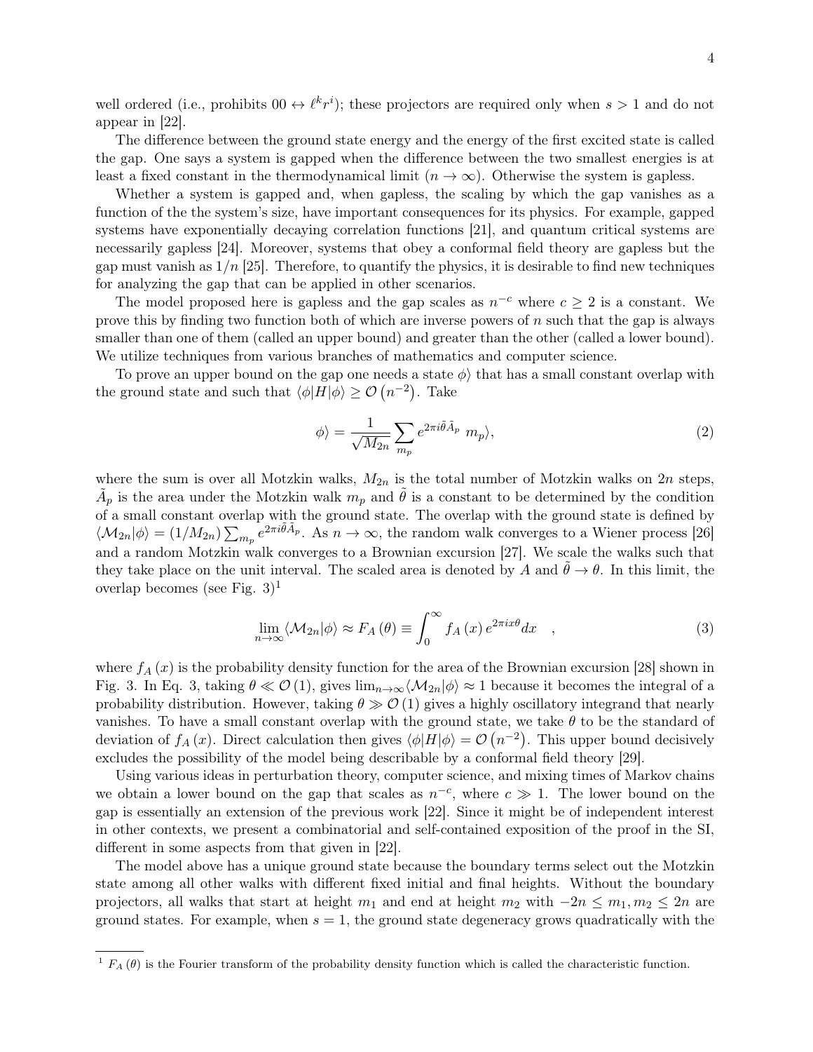well ordered (i.e., prohibits $00 \leftrightarrow \ell^k r^i$); these projectors are required only when $s > 1$ and do not appear in [22].

The difference between the ground state energy and the energy of the first excited state is called the gap. One says a system is gapped when the difference between the two smallest energies is at least a fixed constant in the thermodynamical limit ($n \to \infty$). Otherwise the system is gapless.

Whether a system is gapped and, when gapless, the scaling by which the gap vanishes as a function of the the system's size, have important consequences for its physics. For example, gapped systems have exponentially decaying correlation functions [21], and quantum critical systems are necessarily gapless [24]. Moreover, systems that obey a conformal field theory are gapless but the gap must vanish as $1/n$ [25]. Therefore, to quantify the physics, it is desirable to find new techniques for analyzing the gap that can be applied in other scenarios.

The model proposed here is gapless and the gap scales as $n^{-c}$ where $c \geq 2$ is a constant. We prove this by finding two function both of which are inverse powers of $n$ such that the gap is always smaller than one of them (called an upper bound) and greater than the other (called a lower bound). We utilize techniques from various branches of mathematics and computer science.

To prove an upper bound on the gap one needs a state $\phi\rangle$ that has a small constant overlap with the ground state and such that $\langle\phi|H|\phi\rangle \geq \mathcal{O}\left(n^{-2}\right)$. Take

$$\phi\rangle = \frac{1}{\sqrt{M_{2n}}} \sum_{m_p} e^{2\pi i \tilde{\theta} \tilde{A}_p} \; m_p\rangle, \tag{2}$$

where the sum is over all Motzkin walks, $M_{2n}$ is the total number of Motzkin walks on $2n$ steps, $\tilde{A}_p$ is the area under the Motzkin walk $m_p$ and $\tilde{\theta}$ is a constant to be determined by the condition of a small constant overlap with the ground state. The overlap with the ground state is defined by $\langle\mathcal{M}_{2n}|\phi\rangle = (1/M_{2n}) \sum_{m_p} e^{2\pi i \tilde{\theta} \tilde{A}_p}$. As $n \to \infty$, the random walk converges to a Wiener process [26] and a random Motzkin walk converges to a Brownian excursion [27]. We scale the walks such that they take place on the unit interval. The scaled area is denoted by $A$ and $\tilde{\theta} \to \theta$. In this limit, the overlap becomes (see Fig. 3)[1]

$$\lim_{n\to\infty} \langle\mathcal{M}_{2n}|\phi\rangle \approx F_A(\theta) \equiv \int_0^\infty f_A(x)\, e^{2\pi i x\theta} dx \quad , \tag{3}$$

where $f_A(x)$ is the probability density function for the area of the Brownian excursion [28] shown in Fig. 3. In Eq. 3, taking $\theta \ll \mathcal{O}(1)$, gives $\lim_{n\to\infty}\langle\mathcal{M}_{2n}|\phi\rangle \approx 1$ because it becomes the integral of a probability distribution. However, taking $\theta \gg \mathcal{O}(1)$ gives a highly oscillatory integrand that nearly vanishes. To have a small constant overlap with the ground state, we take $\theta$ to be the standard of deviation of $f_A(x)$. Direct calculation then gives $\langle\phi|H|\phi\rangle = \mathcal{O}\left(n^{-2}\right)$. This upper bound decisively excludes the possibility of the model being describable by a conformal field theory [29].

Using various ideas in perturbation theory, computer science, and mixing times of Markov chains we obtain a lower bound on the gap that scales as $n^{-c}$, where $c \gg 1$. The lower bound on the gap is essentially an extension of the previous work [22]. Since it might be of independent interest in other contexts, we present a combinatorial and self-contained exposition of the proof in the SI, different in some aspects from that given in [22].

The model above has a unique ground state because the boundary terms select out the Motzkin state among all other walks with different fixed initial and final heights. Without the boundary projectors, all walks that start at height $m_1$ and end at height $m_2$ with $-2n \leq m_1, m_2 \leq 2n$ are ground states. For example, when $s = 1$, the ground state degeneracy grows quadratically with the

[1] $F_A(\theta)$ is the Fourier transform of the probability density function which is called the characteristic function.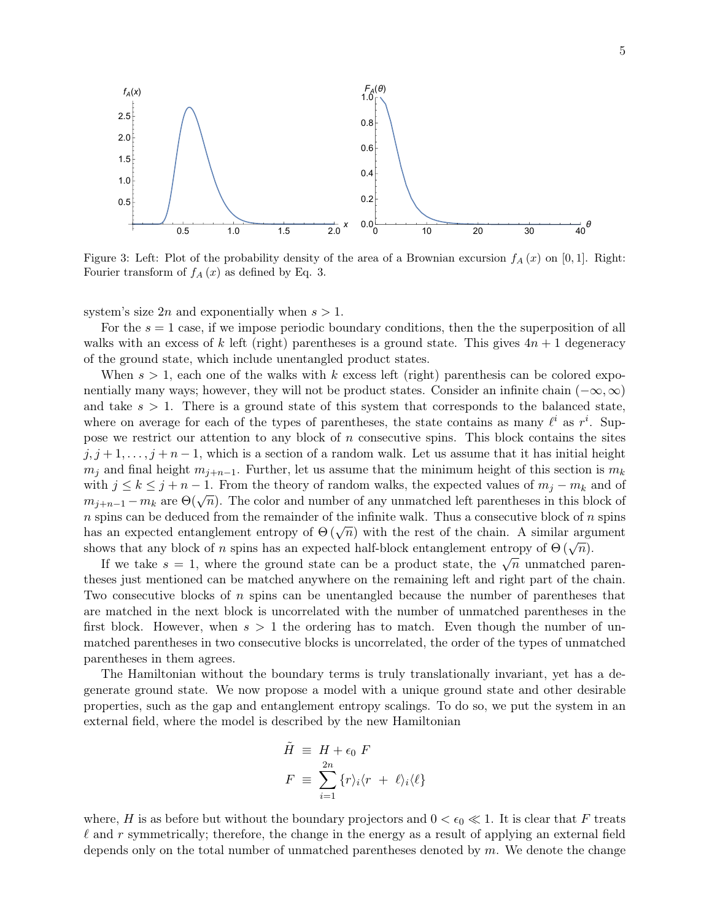Figure 3: Left: Plot of the probability density of the area of a Brownian excursion $f_A(x)$ on $[0,1]$. Right: Fourier transform of $f_A(x)$ as defined by Eq. 3.

system's size $2n$ and exponentially when $s > 1$.

For the $s = 1$ case, if we impose periodic boundary conditions, then the the superposition of all walks with an excess of $k$ left (right) parentheses is a ground state. This gives $4n + 1$ degeneracy of the ground state, which include unentangled product states.

When $s > 1$, each one of the walks with $k$ excess left (right) parenthesis can be colored exponentially many ways; however, they will not be product states. Consider an infinite chain $(-\infty, \infty)$ and take $s > 1$. There is a ground state of this system that corresponds to the balanced state, where on average for each of the types of parentheses, the state contains as many $\ell^i$ as $r^i$. Suppose we restrict our attention to any block of $n$ consecutive spins. This block contains the sites $j, j+1, \ldots, j+n-1$, which is a section of a random walk. Let us assume that it has initial height $m_j$ and final height $m_{j+n-1}$. Further, let us assume that the minimum height of this section is $m_k$ with $j \le k \le j+n-1$. From the theory of random walks, the expected values of $m_j - m_k$ and of $m_{j+n-1} - m_k$ are $\Theta(\sqrt{n})$. The color and number of any unmatched left parentheses in this block of $n$ spins can be deduced from the remainder of the infinite walk. Thus a consecutive block of $n$ spins has an expected entanglement entropy of $\Theta(\sqrt{n})$ with the rest of the chain. A similar argument shows that any block of $n$ spins has an expected half-block entanglement entropy of $\Theta(\sqrt{n})$.

If we take $s = 1$, where the ground state can be a product state, the $\sqrt{n}$ unmatched parentheses just mentioned can be matched anywhere on the remaining left and right part of the chain. Two consecutive blocks of $n$ spins can be unentangled because the number of parentheses that are matched in the next block is uncorrelated with the number of unmatched parentheses in the first block. However, when $s > 1$ the ordering has to match. Even though the number of unmatched parentheses in two consecutive blocks is uncorrelated, the order of the types of unmatched parentheses in them agrees.

The Hamiltonian without the boundary terms is truly translationally invariant, yet has a degenerate ground state. We now propose a model with a unique ground state and other desirable properties, such as the gap and entanglement entropy scalings. To do so, we put the system in an external field, where the model is described by the new Hamiltonian

$$
\begin{aligned}
\tilde{H} &\equiv H + \epsilon_0 \, F \\
F &\equiv \sum_{i=1}^{2n} \{ r\rangle_i \langle r \;+\; \ell\rangle_i \langle \ell \}
\end{aligned}
$$

where, $H$ is as before but without the boundary projectors and $0 < \epsilon_0 \ll 1$. It is clear that $F$ treats $\ell$ and $r$ symmetrically; therefore, the change in the energy as a result of applying an external field depends only on the total number of unmatched parentheses denoted by $m$. We denote the change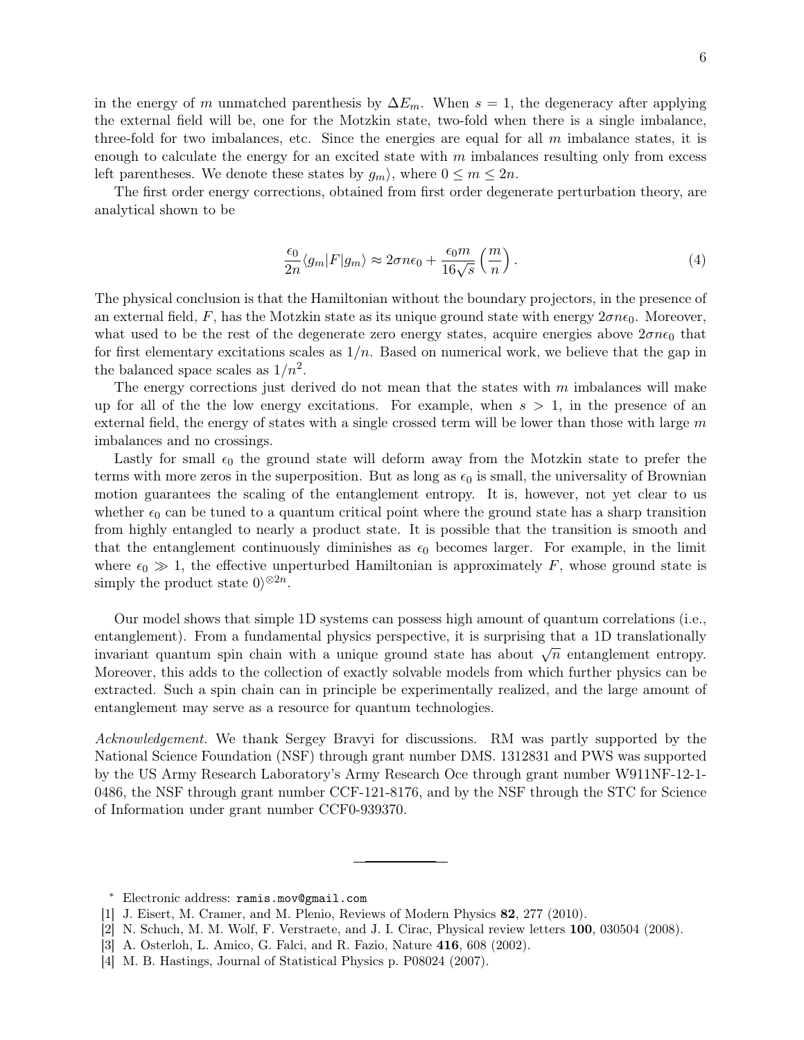in the energy of $m$ unmatched parenthesis by $\Delta E_m$. When $s = 1$, the degeneracy after applying the external field will be, one for the Motzkin state, two-fold when there is a single imbalance, three-fold for two imbalances, etc. Since the energies are equal for all $m$ imbalance states, it is enough to calculate the energy for an excited state with $m$ imbalances resulting only from excess left parentheses. We denote these states by $g_m\rangle$, where $0 \le m \le 2n$.

The first order energy corrections, obtained from first order degenerate perturbation theory, are analytical shown to be

$$\frac{\epsilon_0}{2n}\langle g_m|F|g_m\rangle \approx 2\sigma n\epsilon_0 + \frac{\epsilon_0 m}{16\sqrt{s}}\left(\frac{m}{n}\right). \tag{4}$$

The physical conclusion is that the Hamiltonian without the boundary projectors, in the presence of an external field, $F$, has the Motzkin state as its unique ground state with energy $2\sigma n\epsilon_0$. Moreover, what used to be the rest of the degenerate zero energy states, acquire energies above $2\sigma n\epsilon_0$ that for first elementary excitations scales as $1/n$. Based on numerical work, we believe that the gap in the balanced space scales as $1/n^2$.

The energy corrections just derived do not mean that the states with $m$ imbalances will make up for all of the the low energy excitations. For example, when $s > 1$, in the presence of an external field, the energy of states with a single crossed term will be lower than those with large $m$ imbalances and no crossings.

Lastly for small $\epsilon_0$ the ground state will deform away from the Motzkin state to prefer the terms with more zeros in the superposition. But as long as $\epsilon_0$ is small, the universality of Brownian motion guarantees the scaling of the entanglement entropy. It is, however, not yet clear to us whether $\epsilon_0$ can be tuned to a quantum critical point where the ground state has a sharp transition from highly entangled to nearly a product state. It is possible that the transition is smooth and that the entanglement continuously diminishes as $\epsilon_0$ becomes larger. For example, in the limit where $\epsilon_0 \gg 1$, the effective unperturbed Hamiltonian is approximately $F$, whose ground state is simply the product state $0\rangle^{\otimes 2n}$.

Our model shows that simple 1D systems can possess high amount of quantum correlations (i.e., entanglement). From a fundamental physics perspective, it is surprising that a 1D translationally invariant quantum spin chain with a unique ground state has about $\sqrt{n}$ entanglement entropy. Moreover, this adds to the collection of exactly solvable models from which further physics can be extracted. Such a spin chain can in principle be experimentally realized, and the large amount of entanglement may serve as a resource for quantum technologies.

*Acknowledgement.* We thank Sergey Bravyi for discussions. RM was partly supported by the National Science Foundation (NSF) through grant number DMS. 1312831 and PWS was supported by the US Army Research Laboratory's Army Research Oce through grant number W911NF-12-1-0486, the NSF through grant number CCF-121-8176, and by the NSF through the STC for Science of Information under grant number CCF0-939370.

---

* Electronic address: ramis.mov@gmail.com

[1] J. Eisert, M. Cramer, and M. Plenio, Reviews of Modern Physics **82**, 277 (2010).

[2] N. Schuch, M. M. Wolf, F. Verstraete, and J. I. Cirac, Physical review letters **100**, 030504 (2008).

[3] A. Osterloh, L. Amico, G. Falci, and R. Fazio, Nature **416**, 608 (2002).

[4] M. B. Hastings, Journal of Statistical Physics p. P08024 (2007).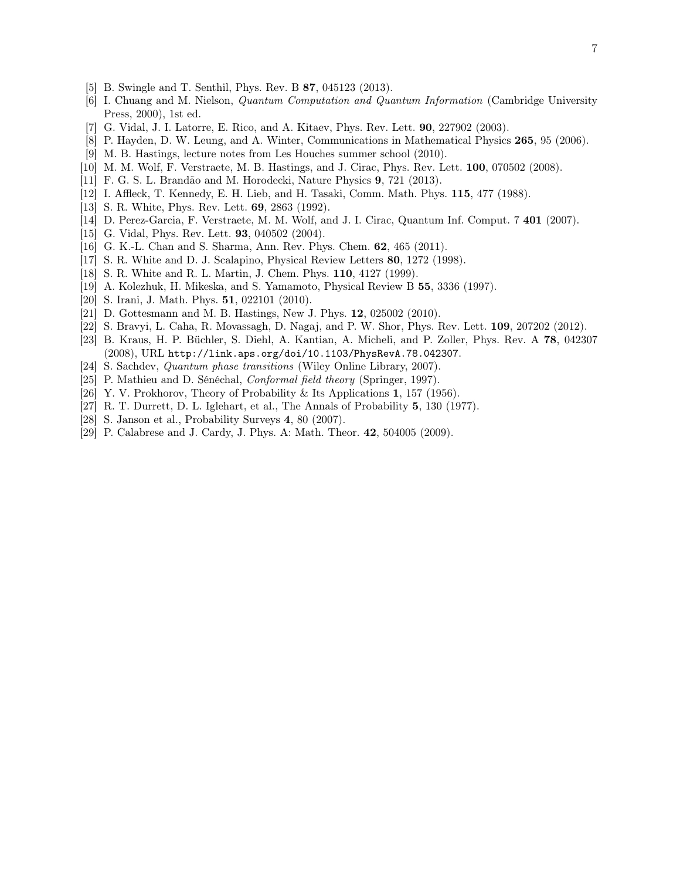[5] B. Swingle and T. Senthil, Phys. Rev. B **87**, 045123 (2013).

[6] I. Chuang and M. Nielson, *Quantum Computation and Quantum Information* (Cambridge University Press, 2000), 1st ed.

[7] G. Vidal, J. I. Latorre, E. Rico, and A. Kitaev, Phys. Rev. Lett. **90**, 227902 (2003).

[8] P. Hayden, D. W. Leung, and A. Winter, Communications in Mathematical Physics **265**, 95 (2006).

[9] M. B. Hastings, lecture notes from Les Houches summer school (2010).

[10] M. M. Wolf, F. Verstraete, M. B. Hastings, and J. Cirac, Phys. Rev. Lett. **100**, 070502 (2008).

[11] F. G. S. L. Brandão and M. Horodecki, Nature Physics **9**, 721 (2013).

[12] I. Affleck, T. Kennedy, E. H. Lieb, and H. Tasaki, Comm. Math. Phys. **115**, 477 (1988).

[13] S. R. White, Phys. Rev. Lett. **69**, 2863 (1992).

[14] D. Perez-Garcia, F. Verstraete, M. M. Wolf, and J. I. Cirac, Quantum Inf. Comput. 7 **401** (2007).

[15] G. Vidal, Phys. Rev. Lett. **93**, 040502 (2004).

[16] G. K.-L. Chan and S. Sharma, Ann. Rev. Phys. Chem. **62**, 465 (2011).

[17] S. R. White and D. J. Scalapino, Physical Review Letters **80**, 1272 (1998).

[18] S. R. White and R. L. Martin, J. Chem. Phys. **110**, 4127 (1999).

[19] A. Kolezhuk, H. Mikeska, and S. Yamamoto, Physical Review B **55**, 3336 (1997).

[20] S. Irani, J. Math. Phys. **51**, 022101 (2010).

[21] D. Gottesmann and M. B. Hastings, New J. Phys. **12**, 025002 (2010).

[22] S. Bravyi, L. Caha, R. Movassagh, D. Nagaj, and P. W. Shor, Phys. Rev. Lett. **109**, 207202 (2012).

[23] B. Kraus, H. P. Büchler, S. Diehl, A. Kantian, A. Micheli, and P. Zoller, Phys. Rev. A **78**, 042307 (2008), URL http://link.aps.org/doi/10.1103/PhysRevA.78.042307.

[24] S. Sachdev, *Quantum phase transitions* (Wiley Online Library, 2007).

[25] P. Mathieu and D. Sénéchal, *Conformal field theory* (Springer, 1997).

[26] Y. V. Prokhorov, Theory of Probability & Its Applications **1**, 157 (1956).

[27] R. T. Durrett, D. L. Iglehart, et al., The Annals of Probability **5**, 130 (1977).

[28] S. Janson et al., Probability Surveys **4**, 80 (2007).

[29] P. Calabrese and J. Cardy, J. Phys. A: Math. Theor. **42**, 504005 (2009).